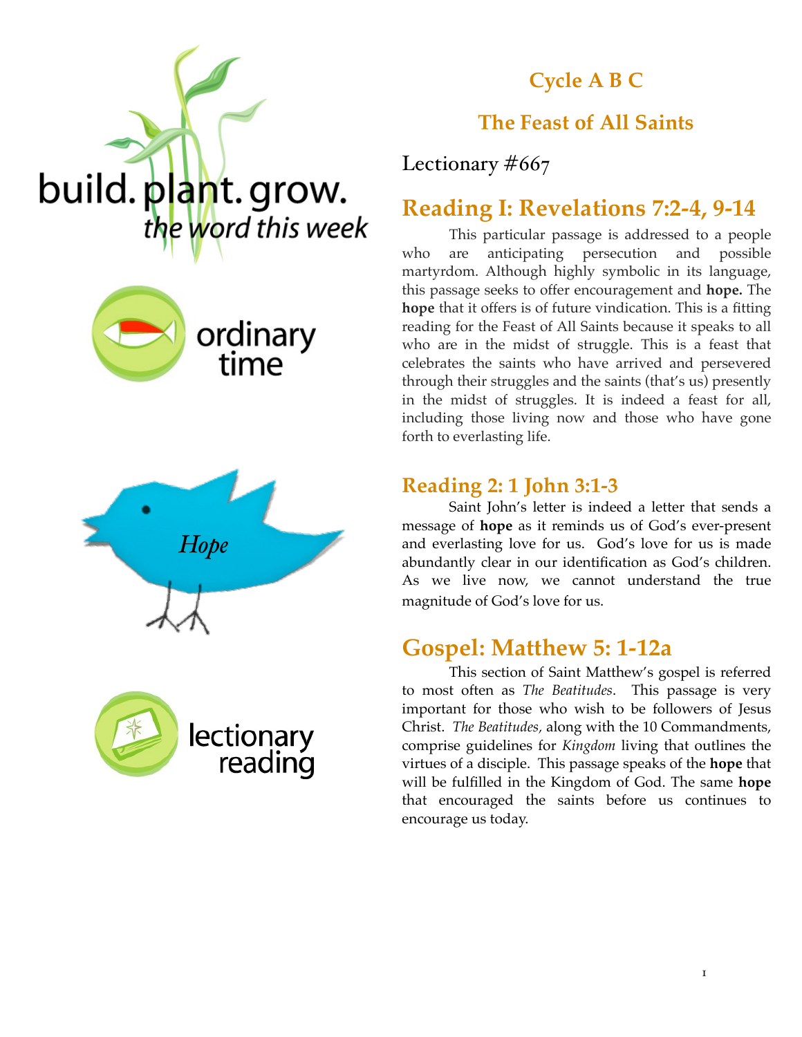build. plant. grow.
*the word this week*

ordinary time

*Hope*

lectionary reading

## Cycle A B C

## The Feast of All Saints

Lectionary #667

# Reading I: Revelations 7:2-4, 9-14

This particular passage is addressed to a people who are anticipating persecution and possible martyrdom. Although highly symbolic in its language, this passage seeks to offer encouragement and **hope.** The **hope** that it offers is of future vindication. This is a fitting reading for the Feast of All Saints because it speaks to all who are in the midst of struggle. This is a feast that celebrates the saints who have arrived and persevered through their struggles and the saints (that's us) presently in the midst of struggles. It is indeed a feast for all, including those living now and those who have gone forth to everlasting life.

## Reading 2: 1 John 3:1-3

Saint John's letter is indeed a letter that sends a message of **hope** as it reminds us of God's ever-present and everlasting love for us. God's love for us is made abundantly clear in our identification as God's children. As we live now, we cannot understand the true magnitude of God's love for us.

# Gospel: Matthew 5: 1-12a

This section of Saint Matthew's gospel is referred to most often as *The Beatitudes*. This passage is very important for those who wish to be followers of Jesus Christ. *The Beatitudes*, along with the 10 Commandments, comprise guidelines for *Kingdom* living that outlines the virtues of a disciple. This passage speaks of the **hope** that will be fulfilled in the Kingdom of God. The same **hope** that encouraged the saints before us continues to encourage us today.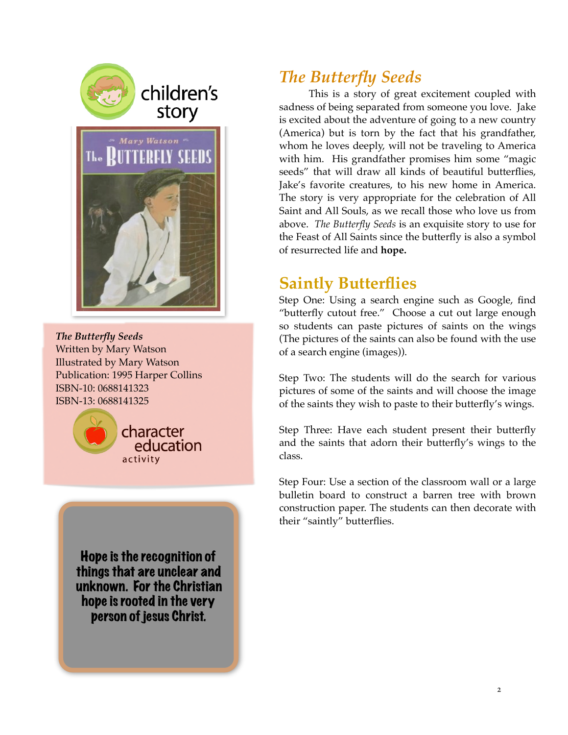children's story

*The Butterfly Seeds*
Written by Mary Watson
Illustrated by Mary Watson
Publication: 1995 Harper Collins
ISBN-10: 0688141323
ISBN-13: 0688141325

character education activity

**Hope is the recognition of things that are unclear and unknown. For the Christian hope is rooted in the very person of Jesus Christ.**

## *The Butterfly Seeds*

This is a story of great excitement coupled with sadness of being separated from someone you love. Jake is excited about the adventure of going to a new country (America) but is torn by the fact that his grandfather, whom he loves deeply, will not be traveling to America with him. His grandfather promises him some "magic seeds" that will draw all kinds of beautiful butterflies, Jake's favorite creatures, to his new home in America. The story is very appropriate for the celebration of All Saint and All Souls, as we recall those who love us from above. *The Butterfly Seeds* is an exquisite story to use for the Feast of All Saints since the butterfly is also a symbol of resurrected life and **hope.**

## Saintly Butterflies

Step One: Using a search engine such as Google, find "butterfly cutout free." Choose a cut out large enough so students can paste pictures of saints on the wings (The pictures of the saints can also be found with the use of a search engine (images)).

Step Two: The students will do the search for various pictures of some of the saints and will choose the image of the saints they wish to paste to their butterfly's wings.

Step Three: Have each student present their butterfly and the saints that adorn their butterfly's wings to the class.

Step Four: Use a section of the classroom wall or a large bulletin board to construct a barren tree with brown construction paper. The students can then decorate with their "saintly" butterflies.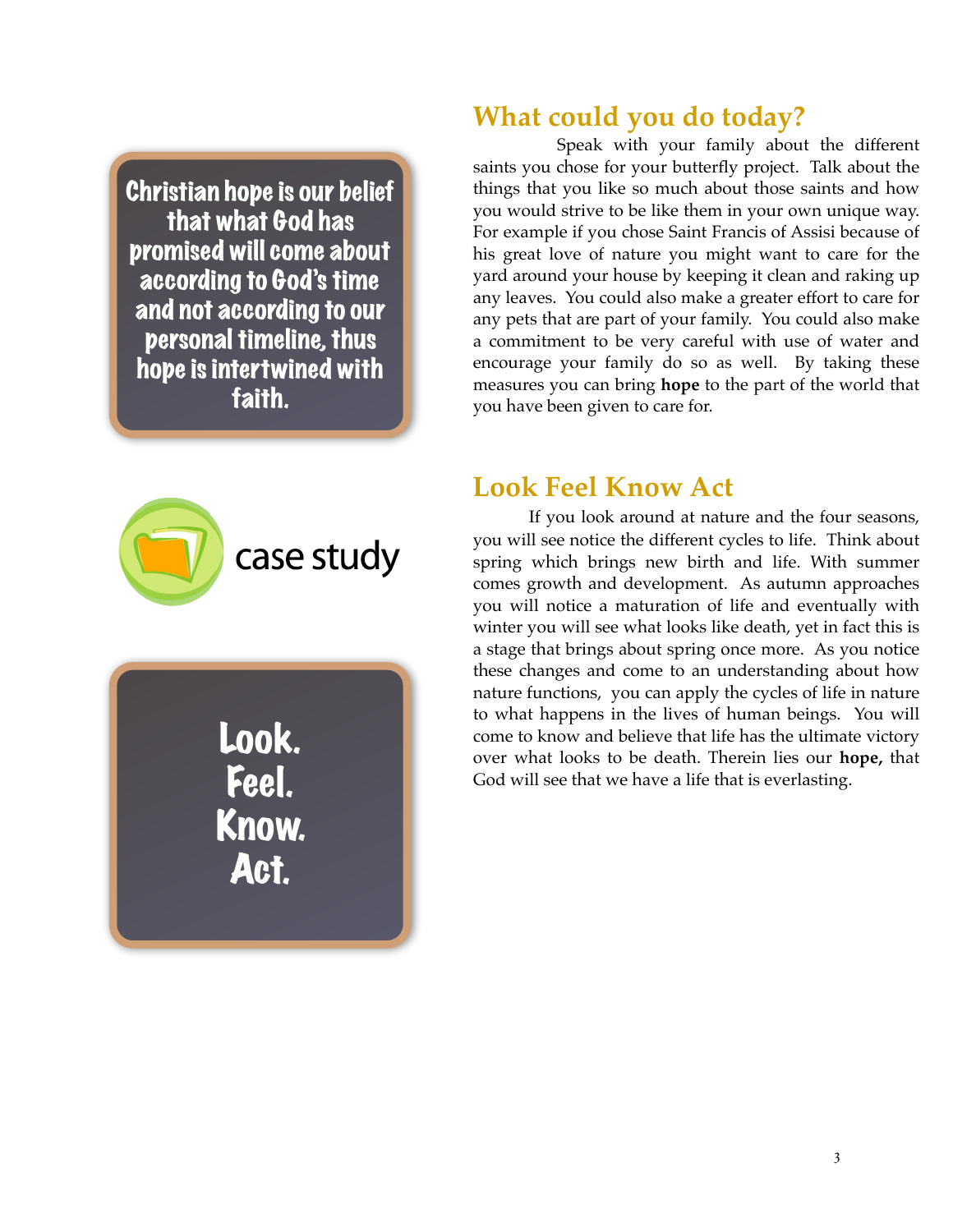Christian hope is our belief that what God has promised will come about according to God's time and not according to our personal timeline, thus hope is intertwined with faith.

## What could you do today?

Speak with your family about the different saints you chose for your butterfly project. Talk about the things that you like so much about those saints and how you would strive to be like them in your own unique way. For example if you chose Saint Francis of Assisi because of his great love of nature you might want to care for the yard around your house by keeping it clean and raking up any leaves. You could also make a greater effort to care for any pets that are part of your family. You could also make a commitment to be very careful with use of water and encourage your family do so as well. By taking these measures you can bring **hope** to the part of the world that you have been given to care for.

case study

Look.
Feel.
Know.
Act.

## Look Feel Know Act

If you look around at nature and the four seasons, you will see notice the different cycles to life. Think about spring which brings new birth and life. With summer comes growth and development. As autumn approaches you will notice a maturation of life and eventually with winter you will see what looks like death, yet in fact this is a stage that brings about spring once more. As you notice these changes and come to an understanding about how nature functions, you can apply the cycles of life in nature to what happens in the lives of human beings. You will come to know and believe that life has the ultimate victory over what looks to be death. Therein lies our **hope,** that God will see that we have a life that is everlasting.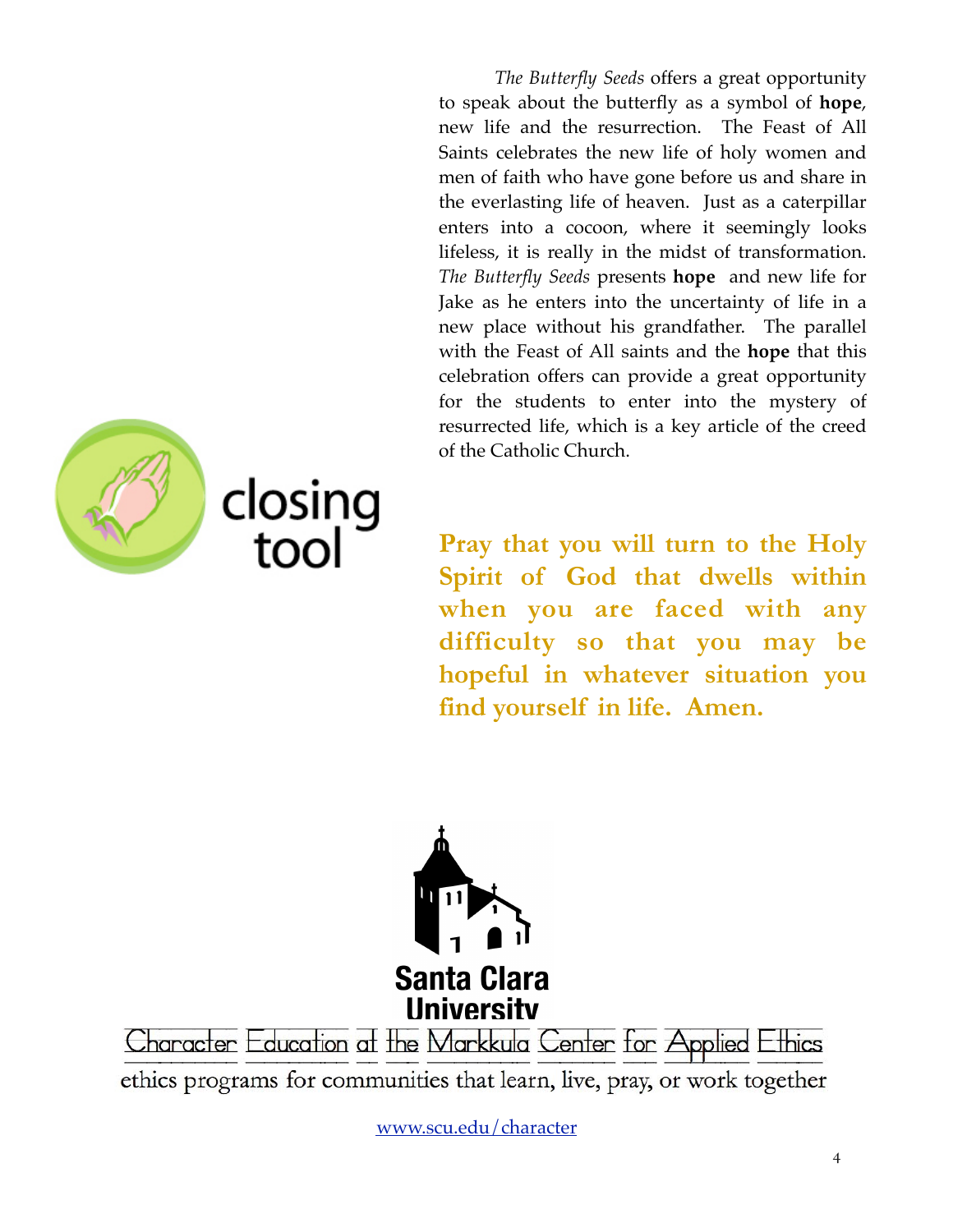*The Butterfly Seeds* offers a great opportunity to speak about the butterfly as a symbol of **hope**, new life and the resurrection. The Feast of All Saints celebrates the new life of holy women and men of faith who have gone before us and share in the everlasting life of heaven. Just as a caterpillar enters into a cocoon, where it seemingly looks lifeless, it is really in the midst of transformation. *The Butterfly Seeds* presents **hope** and new life for Jake as he enters into the uncertainty of life in a new place without his grandfather. The parallel with the Feast of All saints and the **hope** that this celebration offers can provide a great opportunity for the students to enter into the mystery of resurrected life, which is a key article of the creed of the Catholic Church.

## closing tool

**Pray that you will turn to the Holy Spirit of God that dwells within when you are faced with any difficulty so that you may be hopeful in whatever situation you find yourself in life. Amen.**

Santa Clara University

Character Education at the Markkula Center for Applied Ethics

ethics programs for communities that learn, live, pray, or work together

www.scu.edu/character